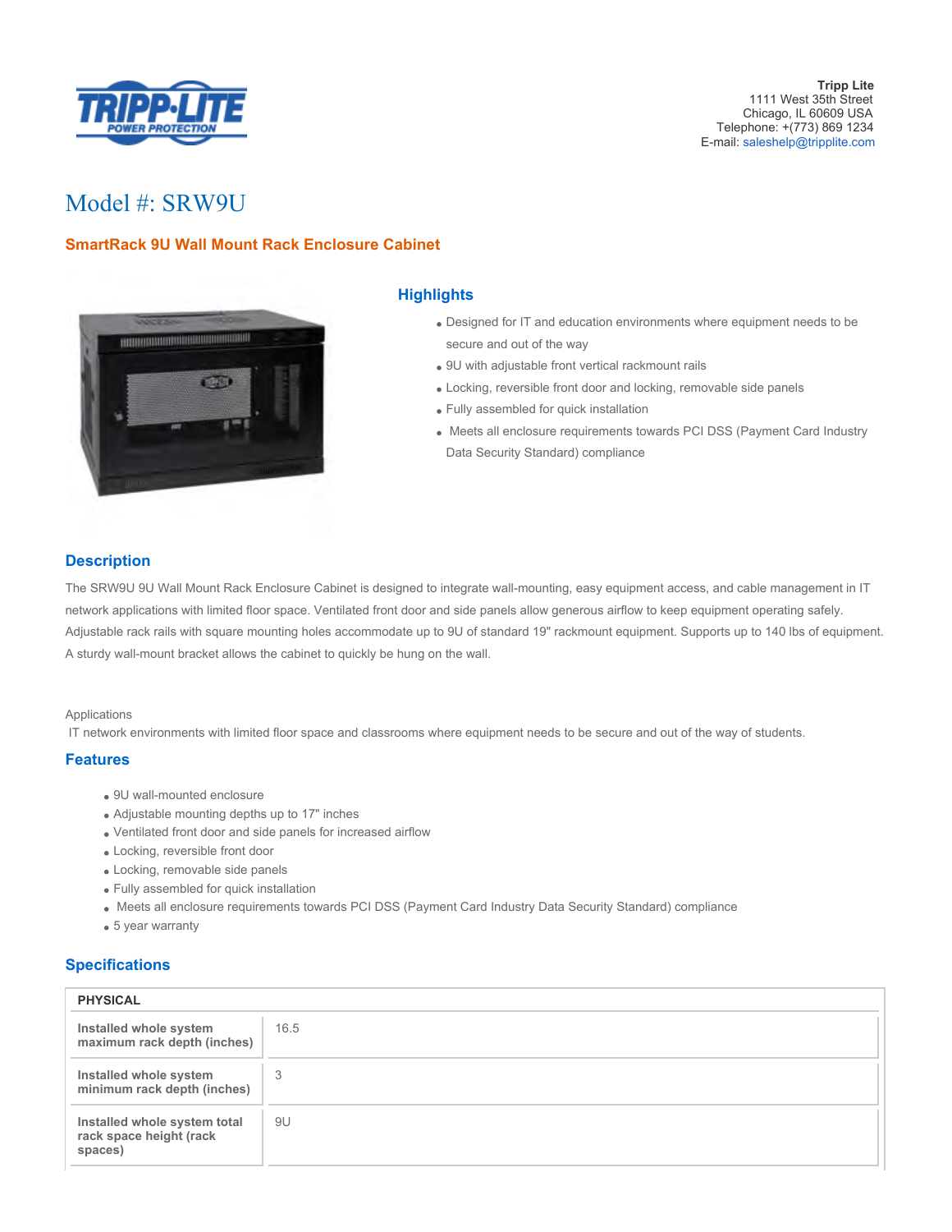Tripp Lite
1111 West 35th Street
Chicago, IL 60609 USA
Telephone: +(773) 869 1234
E-mail: saleshelp@tripplite.com

# Model #: SRW9U

## SmartRack 9U Wall Mount Rack Enclosure Cabinet

## Highlights

- Designed for IT and education environments where equipment needs to be secure and out of the way
- 9U with adjustable front vertical rackmount rails
- Locking, reversible front door and locking, removable side panels
- Fully assembled for quick installation
- Meets all enclosure requirements towards PCI DSS (Payment Card Industry Data Security Standard) compliance

## Description

The SRW9U 9U Wall Mount Rack Enclosure Cabinet is designed to integrate wall-mounting, easy equipment access, and cable management in IT network applications with limited floor space. Ventilated front door and side panels allow generous airflow to keep equipment operating safely. Adjustable rack rails with square mounting holes accommodate up to 9U of standard 19" rackmount equipment. Supports up to 140 lbs of equipment. A sturdy wall-mount bracket allows the cabinet to quickly be hung on the wall.

Applications

IT network environments with limited floor space and classrooms where equipment needs to be secure and out of the way of students.

## Features

- 9U wall-mounted enclosure
- Adjustable mounting depths up to 17" inches
- Ventilated front door and side panels for increased airflow
- Locking, reversible front door
- Locking, removable side panels
- Fully assembled for quick installation
- Meets all enclosure requirements towards PCI DSS (Payment Card Industry Data Security Standard) compliance
- 5 year warranty

## Specifications

| PHYSICAL | |
|---|---|
| **Installed whole system maximum rack depth (inches)** | 16.5 |
| **Installed whole system minimum rack depth (inches)** | 3 |
| **Installed whole system total rack space height (rack spaces)** | 9U |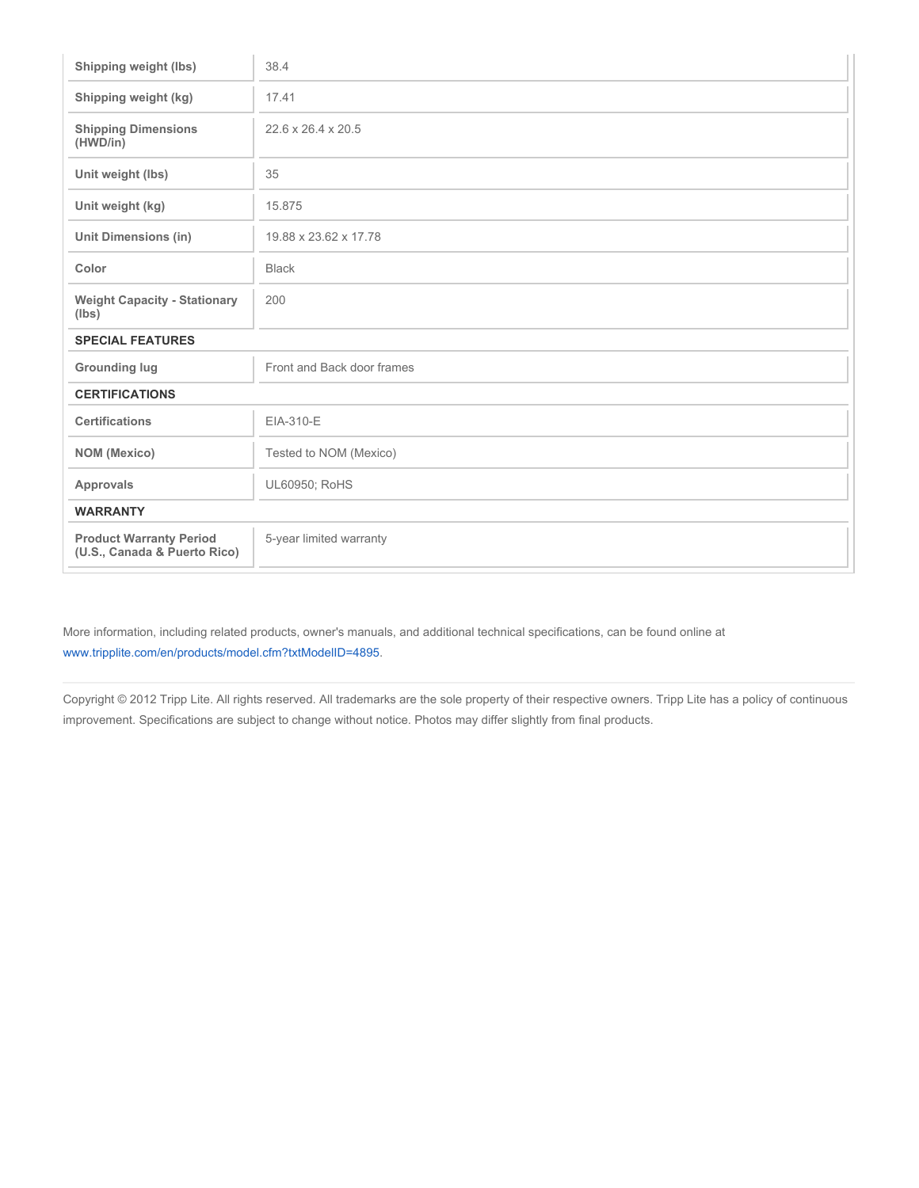| | |
|---|---|
| **Shipping weight (lbs)** | 38.4 |
| **Shipping weight (kg)** | 17.41 |
| **Shipping Dimensions (HWD/in)** | 22.6 x 26.4 x 20.5 |
| **Unit weight (lbs)** | 35 |
| **Unit weight (kg)** | 15.875 |
| **Unit Dimensions (in)** | 19.88 x 23.62 x 17.78 |
| **Color** | Black |
| **Weight Capacity - Stationary (lbs)** | 200 |
| **SPECIAL FEATURES** | |
| **Grounding lug** | Front and Back door frames |
| **CERTIFICATIONS** | |
| **Certifications** | EIA-310-E |
| **NOM (Mexico)** | Tested to NOM (Mexico) |
| **Approvals** | UL60950; RoHS |
| **WARRANTY** | |
| **Product Warranty Period (U.S., Canada & Puerto Rico)** | 5-year limited warranty |

More information, including related products, owner's manuals, and additional technical specifications, can be found online at www.tripplite.com/en/products/model.cfm?txtModelID=4895.

Copyright © 2012 Tripp Lite. All rights reserved. All trademarks are the sole property of their respective owners. Tripp Lite has a policy of continuous improvement. Specifications are subject to change without notice. Photos may differ slightly from final products.